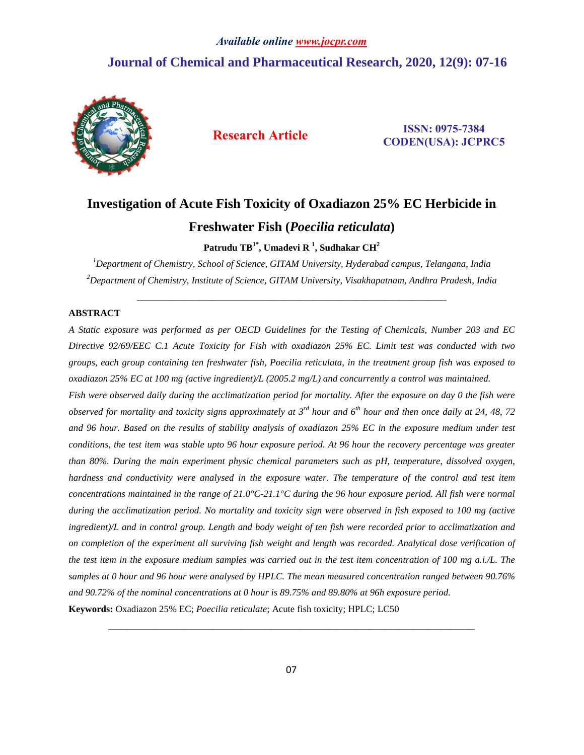*Available online www.jocpr.com*

# Journal of Chemical and Pharmaceutical Research, 2020, 12(9): 07-16

**Research Article**

**ISSN: 0975-7384**
**CODEN(USA): JCPRC5**

# Investigation of Acute Fish Toxicity of Oxadiazon 25% EC Herbicide in Freshwater Fish (*Poecilia reticulata*)

**Patrudu TB[1*], Umadevi R [1], Sudhakar CH[2]**

[1]*Department of Chemistry, School of Science, GITAM University, Hyderabad campus, Telangana, India*

[2]*Department of Chemistry, Institute of Science, GITAM University, Visakhapatnam, Andhra Pradesh, India*

---

## ABSTRACT

*A Static exposure was performed as per OECD Guidelines for the Testing of Chemicals, Number 203 and EC Directive 92/69/EEC C.1 Acute Toxicity for Fish with oxadiazon 25% EC. Limit test was conducted with two groups, each group containing ten freshwater fish, Poecilia reticulata, in the treatment group fish was exposed to oxadiazon 25% EC at 100 mg (active ingredient)/L (2005.2 mg/L) and concurrently a control was maintained.*

*Fish were observed daily during the acclimatization period for mortality. After the exposure on day 0 the fish were observed for mortality and toxicity signs approximately at 3rd hour and 6th hour and then once daily at 24, 48, 72 and 96 hour. Based on the results of stability analysis of oxadiazon 25% EC in the exposure medium under test conditions, the test item was stable upto 96 hour exposure period. At 96 hour the recovery percentage was greater than 80%. During the main experiment physic chemical parameters such as pH, temperature, dissolved oxygen, hardness and conductivity were analysed in the exposure water. The temperature of the control and test item concentrations maintained in the range of 21.0°C-21.1°C during the 96 hour exposure period. All fish were normal during the acclimatization period. No mortality and toxicity sign were observed in fish exposed to 100 mg (active ingredient)/L and in control group. Length and body weight of ten fish were recorded prior to acclimatization and on completion of the experiment all surviving fish weight and length was recorded. Analytical dose verification of the test item in the exposure medium samples was carried out in the test item concentration of 100 mg a.i./L. The samples at 0 hour and 96 hour were analysed by HPLC. The mean measured concentration ranged between 90.76% and 90.72% of the nominal concentrations at 0 hour is 89.75% and 89.80% at 96h exposure period.*

**Keywords:** Oxadiazon 25% EC; *Poecilia reticulate*; Acute fish toxicity; HPLC; LC50

---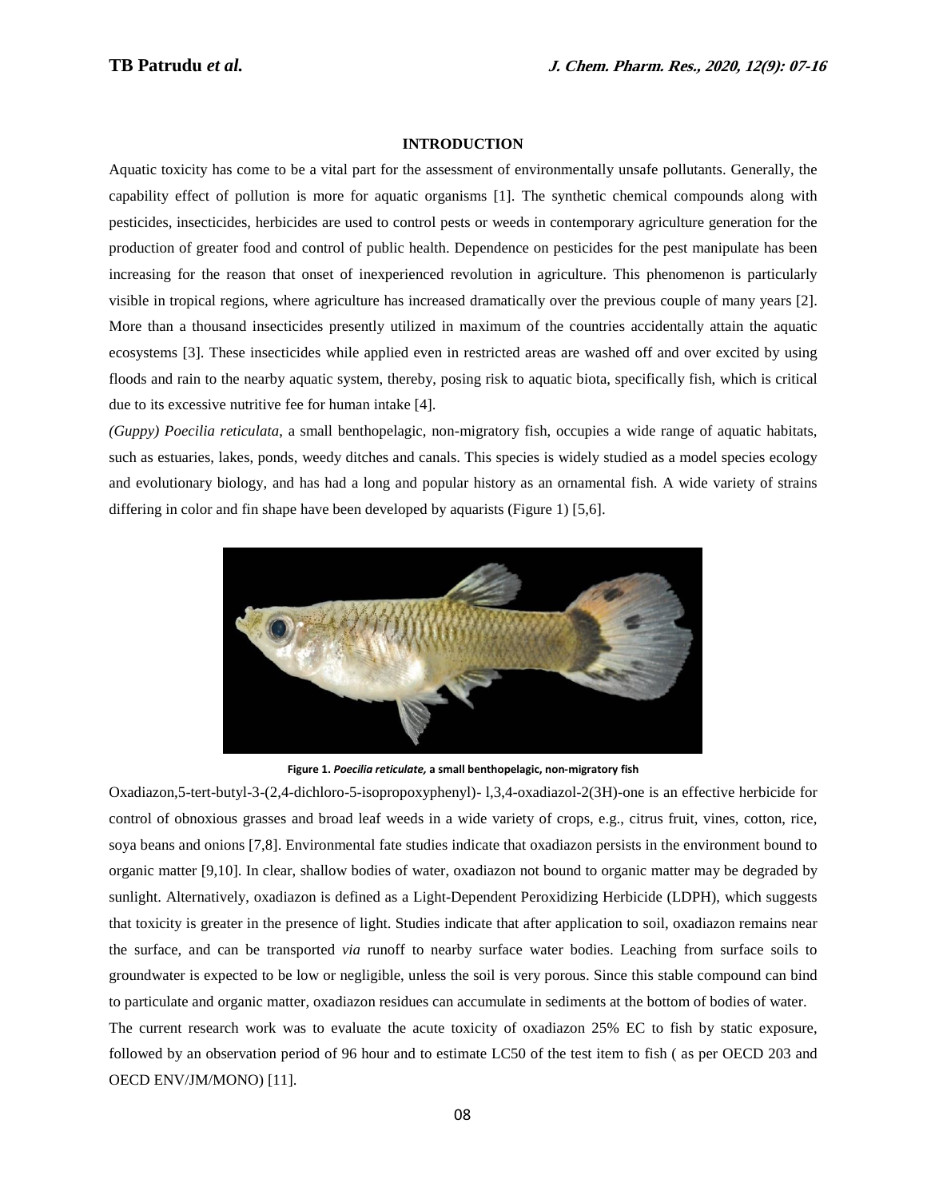## INTRODUCTION

Aquatic toxicity has come to be a vital part for the assessment of environmentally unsafe pollutants. Generally, the capability effect of pollution is more for aquatic organisms [1]. The synthetic chemical compounds along with pesticides, insecticides, herbicides are used to control pests or weeds in contemporary agriculture generation for the production of greater food and control of public health. Dependence on pesticides for the pest manipulate has been increasing for the reason that onset of inexperienced revolution in agriculture. This phenomenon is particularly visible in tropical regions, where agriculture has increased dramatically over the previous couple of many years [2]. More than a thousand insecticides presently utilized in maximum of the countries accidentally attain the aquatic ecosystems [3]. These insecticides while applied even in restricted areas are washed off and over excited by using floods and rain to the nearby aquatic system, thereby, posing risk to aquatic biota, specifically fish, which is critical due to its excessive nutritive fee for human intake [4].

*(Guppy) Poecilia reticulata*, a small benthopelagic, non-migratory fish, occupies a wide range of aquatic habitats, such as estuaries, lakes, ponds, weedy ditches and canals. This species is widely studied as a model species ecology and evolutionary biology, and has had a long and popular history as an ornamental fish. A wide variety of strains differing in color and fin shape have been developed by aquarists (Figure 1) [5,6].

**Figure 1.** ***Poecilia reticulate,*** **a small benthopelagic, non-migratory fish**

Oxadiazon,5-tert-butyl-3-(2,4-dichloro-5-isopropoxyphenyl)- l,3,4-oxadiazol-2(3H)-one is an effective herbicide for control of obnoxious grasses and broad leaf weeds in a wide variety of crops, e.g., citrus fruit, vines, cotton, rice, soya beans and onions [7,8]. Environmental fate studies indicate that oxadiazon persists in the environment bound to organic matter [9,10]. In clear, shallow bodies of water, oxadiazon not bound to organic matter may be degraded by sunlight. Alternatively, oxadiazon is defined as a Light-Dependent Peroxidizing Herbicide (LDPH), which suggests that toxicity is greater in the presence of light. Studies indicate that after application to soil, oxadiazon remains near the surface, and can be transported *via* runoff to nearby surface water bodies. Leaching from surface soils to groundwater is expected to be low or negligible, unless the soil is very porous. Since this stable compound can bind to particulate and organic matter, oxadiazon residues can accumulate in sediments at the bottom of bodies of water.

The current research work was to evaluate the acute toxicity of oxadiazon 25% EC to fish by static exposure, followed by an observation period of 96 hour and to estimate LC50 of the test item to fish ( as per OECD 203 and OECD ENV/JM/MONO) [11].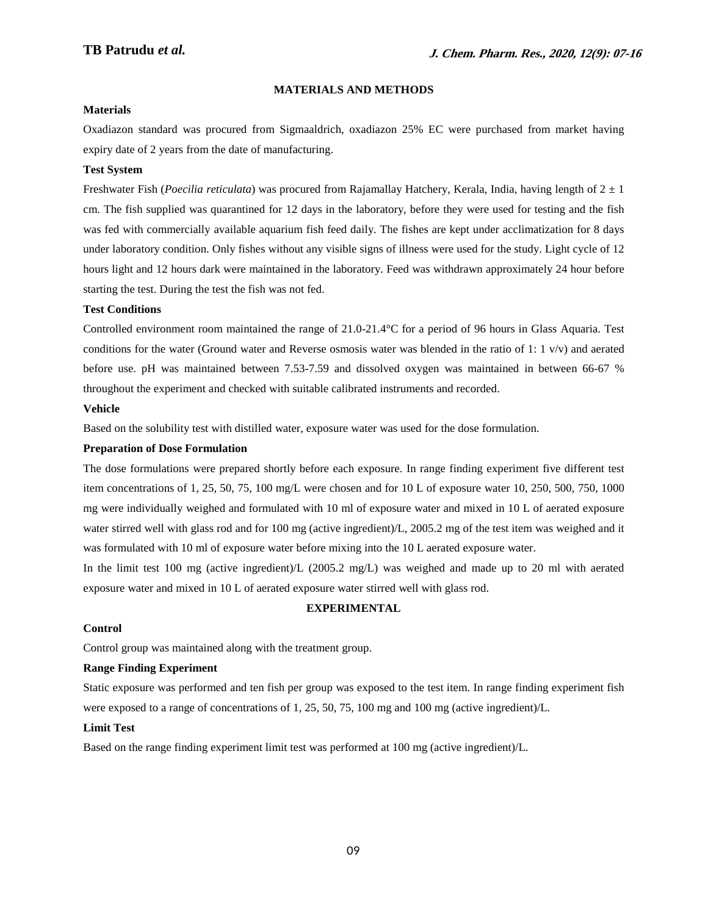## MATERIALS AND METHODS

### Materials

Oxadiazon standard was procured from Sigmaaldrich, oxadiazon 25% EC were purchased from market having expiry date of 2 years from the date of manufacturing.

### Test System

Freshwater Fish (*Poecilia reticulata*) was procured from Rajamallay Hatchery, Kerala, India, having length of $2 \pm 1$ cm. The fish supplied was quarantined for 12 days in the laboratory, before they were used for testing and the fish was fed with commercially available aquarium fish feed daily. The fishes are kept under acclimatization for 8 days under laboratory condition. Only fishes without any visible signs of illness were used for the study. Light cycle of 12 hours light and 12 hours dark were maintained in the laboratory. Feed was withdrawn approximately 24 hour before starting the test. During the test the fish was not fed.

### Test Conditions

Controlled environment room maintained the range of 21.0-21.4°C for a period of 96 hours in Glass Aquaria. Test conditions for the water (Ground water and Reverse osmosis water was blended in the ratio of 1: 1 v/v) and aerated before use. pH was maintained between 7.53-7.59 and dissolved oxygen was maintained in between 66-67 % throughout the experiment and checked with suitable calibrated instruments and recorded.

### Vehicle

Based on the solubility test with distilled water, exposure water was used for the dose formulation.

### Preparation of Dose Formulation

The dose formulations were prepared shortly before each exposure. In range finding experiment five different test item concentrations of 1, 25, 50, 75, 100 mg/L were chosen and for 10 L of exposure water 10, 250, 500, 750, 1000 mg were individually weighed and formulated with 10 ml of exposure water and mixed in 10 L of aerated exposure water stirred well with glass rod and for 100 mg (active ingredient)/L, 2005.2 mg of the test item was weighed and it was formulated with 10 ml of exposure water before mixing into the 10 L aerated exposure water.

In the limit test 100 mg (active ingredient)/L (2005.2 mg/L) was weighed and made up to 20 ml with aerated exposure water and mixed in 10 L of aerated exposure water stirred well with glass rod.

## EXPERIMENTAL

### Control

Control group was maintained along with the treatment group.

### Range Finding Experiment

Static exposure was performed and ten fish per group was exposed to the test item. In range finding experiment fish were exposed to a range of concentrations of 1, 25, 50, 75, 100 mg and 100 mg (active ingredient)/L.

### Limit Test

Based on the range finding experiment limit test was performed at 100 mg (active ingredient)/L.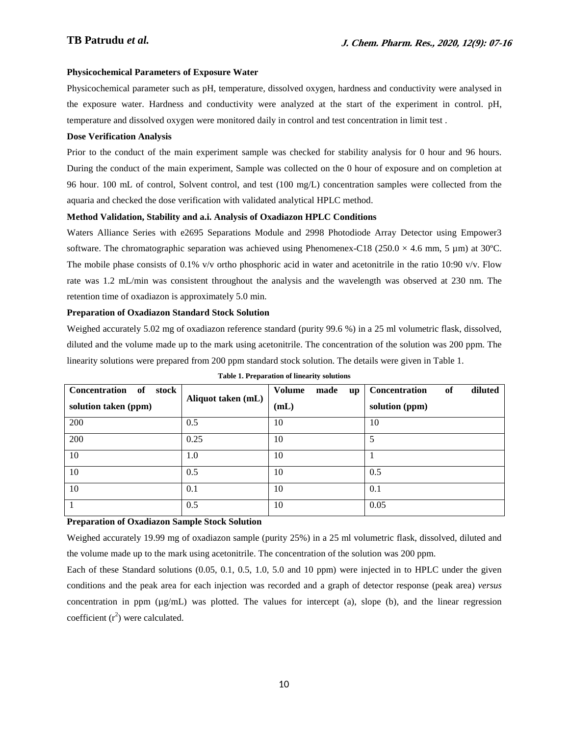**Physicochemical Parameters of Exposure Water**

Physicochemical parameter such as pH, temperature, dissolved oxygen, hardness and conductivity were analysed in the exposure water. Hardness and conductivity were analyzed at the start of the experiment in control. pH, temperature and dissolved oxygen were monitored daily in control and test concentration in limit test .

**Dose Verification Analysis**

Prior to the conduct of the main experiment sample was checked for stability analysis for 0 hour and 96 hours. During the conduct of the main experiment, Sample was collected on the 0 hour of exposure and on completion at 96 hour. 100 mL of control, Solvent control, and test (100 mg/L) concentration samples were collected from the aquaria and checked the dose verification with validated analytical HPLC method.

**Method Validation, Stability and a.i. Analysis of Oxadiazon HPLC Conditions**

Waters Alliance Series with e2695 Separations Module and 2998 Photodiode Array Detector using Empower3 software. The chromatographic separation was achieved using Phenomenex-C18 (250.0 × 4.6 mm, 5 µm) at 30ºC. The mobile phase consists of 0.1% v/v ortho phosphoric acid in water and acetonitrile in the ratio 10:90 v/v. Flow rate was 1.2 mL/min was consistent throughout the analysis and the wavelength was observed at 230 nm. The retention time of oxadiazon is approximately 5.0 min.

**Preparation of Oxadiazon Standard Stock Solution**

Weighed accurately 5.02 mg of oxadiazon reference standard (purity 99.6 %) in a 25 ml volumetric flask, dissolved, diluted and the volume made up to the mark using acetonitrile. The concentration of the solution was 200 ppm. The linearity solutions were prepared from 200 ppm standard stock solution. The details were given in Table 1.

**Table 1. Preparation of linearity solutions**

| Concentration of stock solution taken (ppm) | Aliquot taken (mL) | Volume made up (mL) | Concentration of diluted solution (ppm) |
|---|---|---|---|
| 200 | 0.5 | 10 | 10 |
| 200 | 0.25 | 10 | 5 |
| 10 | 1.0 | 10 | 1 |
| 10 | 0.5 | 10 | 0.5 |
| 10 | 0.1 | 10 | 0.1 |
| 1 | 0.5 | 10 | 0.05 |

**Preparation of Oxadiazon Sample Stock Solution**

Weighed accurately 19.99 mg of oxadiazon sample (purity 25%) in a 25 ml volumetric flask, dissolved, diluted and the volume made up to the mark using acetonitrile. The concentration of the solution was 200 ppm.

Each of these Standard solutions (0.05, 0.1, 0.5, 1.0, 5.0 and 10 ppm) were injected in to HPLC under the given conditions and the peak area for each injection was recorded and a graph of detector response (peak area) *versus* concentration in ppm (µg/mL) was plotted. The values for intercept (a), slope (b), and the linear regression coefficient ($r^2$) were calculated.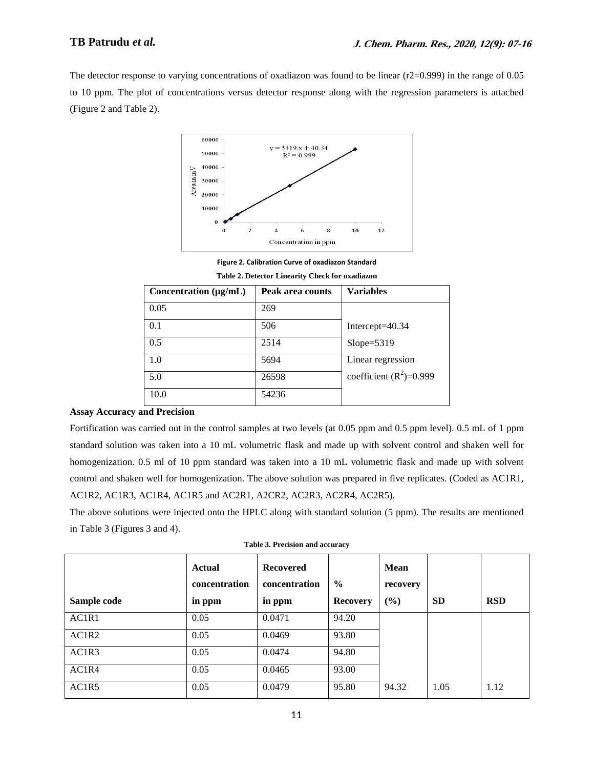The detector response to varying concentrations of oxadiazon was found to be linear (r2=0.999) in the range of 0.05 to 10 ppm. The plot of concentrations versus detector response along with the regression parameters is attached (Figure 2 and Table 2).

**Figure 2. Calibration Curve of oxadiazon Standard**

**Table 2. Detector Linearity Check for oxadiazon**

| Concentration (µg/mL) | Peak area counts | Variables |
|---|---|---|
| 0.05 | 269 | |
| 0.1 | 506 | Intercept=40.34 |
| 0.5 | 2514 | Slope=5319 |
| 1.0 | 5694 | Linear regression |
| 5.0 | 26598 | coefficient ($R^2$)=0.999 |
| 10.0 | 54236 | |

**Assay Accuracy and Precision**

Fortification was carried out in the control samples at two levels (at 0.05 ppm and 0.5 ppm level). 0.5 mL of 1 ppm standard solution was taken into a 10 mL volumetric flask and made up with solvent control and shaken well for homogenization. 0.5 ml of 10 ppm standard was taken into a 10 mL volumetric flask and made up with solvent control and shaken well for homogenization. The above solution was prepared in five replicates. (Coded as AC1R1, AC1R2, AC1R3, AC1R4, AC1R5 and AC2R1, A2CR2, AC2R3, AC2R4, AC2R5).

The above solutions were injected onto the HPLC along with standard solution (5 ppm). The results are mentioned in Table 3 (Figures 3 and 4).

**Table 3. Precision and accuracy**

| Sample code | Actual concentration in ppm | Recovered concentration in ppm | % Recovery | Mean recovery (%) | SD | RSD |
|---|---|---|---|---|---|---|
| AC1R1 | 0.05 | 0.0471 | 94.20 | | | |
| AC1R2 | 0.05 | 0.0469 | 93.80 | | | |
| AC1R3 | 0.05 | 0.0474 | 94.80 | | | |
| AC1R4 | 0.05 | 0.0465 | 93.00 | | | |
| AC1R5 | 0.05 | 0.0479 | 95.80 | 94.32 | 1.05 | 1.12 |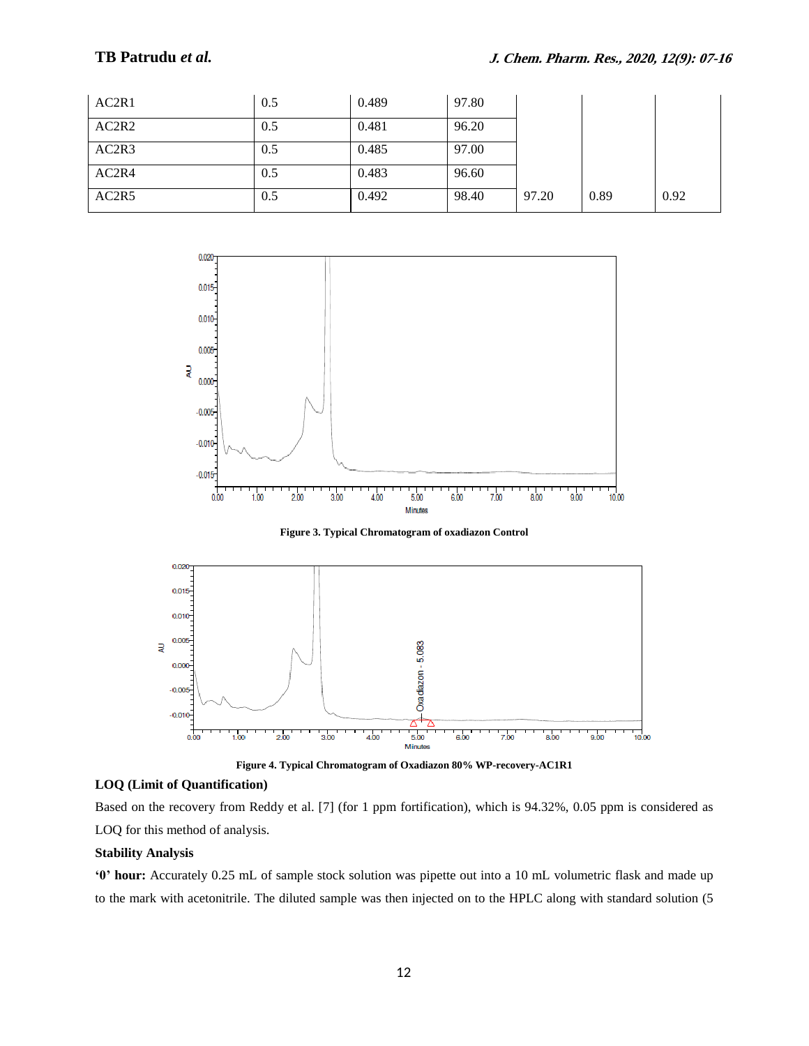| | | | | | | |
|---|---|---|---|---|---|---|
| AC2R1 | 0.5 | 0.489 | 97.80 | | | |
| AC2R2 | 0.5 | 0.481 | 96.20 | | | |
| AC2R3 | 0.5 | 0.485 | 97.00 | | | |
| AC2R4 | 0.5 | 0.483 | 96.60 | | | |
| AC2R5 | 0.5 | 0.492 | 98.40 | 97.20 | 0.89 | 0.92 |

**Figure 3. Typical Chromatogram of oxadiazon Control**

**Figure 4. Typical Chromatogram of Oxadiazon 80% WP-recovery-AC1R1**

**LOQ (Limit of Quantification)**

Based on the recovery from Reddy et al. [7] (for 1 ppm fortification), which is 94.32%, 0.05 ppm is considered as LOQ for this method of analysis.

**Stability Analysis**

**'0' hour:** Accurately 0.25 mL of sample stock solution was pipette out into a 10 mL volumetric flask and made up to the mark with acetonitrile. The diluted sample was then injected on to the HPLC along with standard solution (5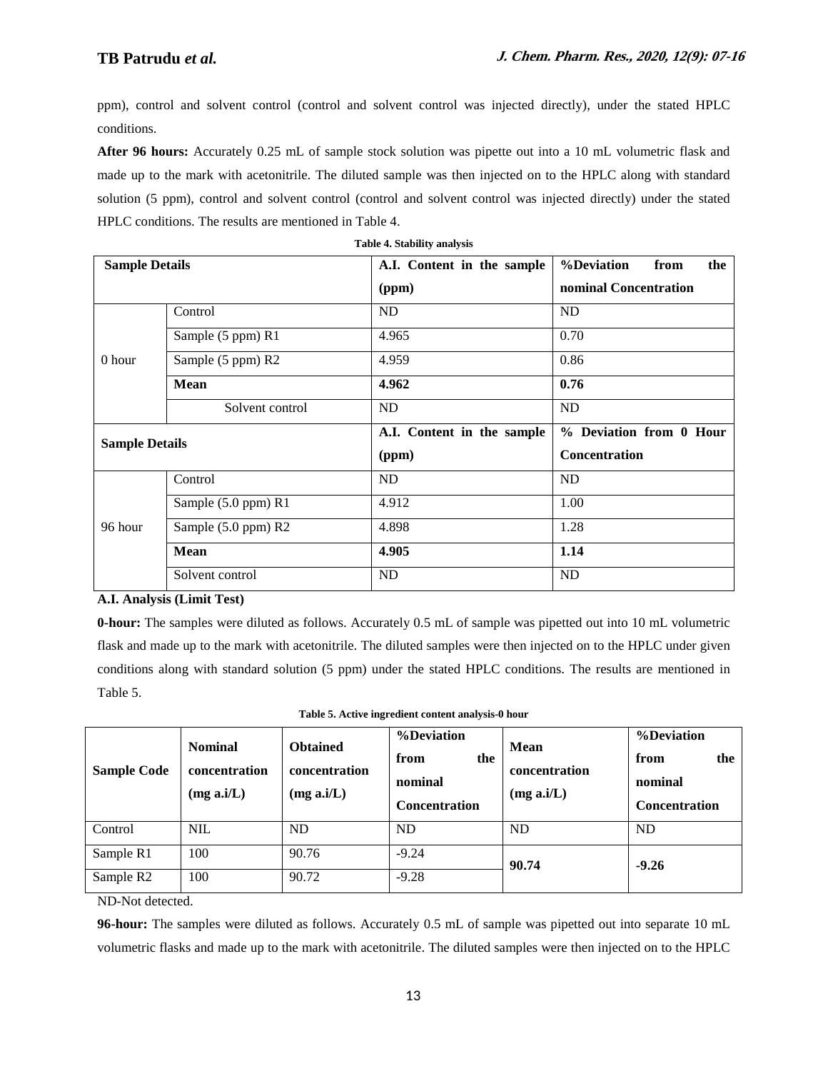ppm), control and solvent control (control and solvent control was injected directly), under the stated HPLC conditions.

**After 96 hours:** Accurately 0.25 mL of sample stock solution was pipette out into a 10 mL volumetric flask and made up to the mark with acetonitrile. The diluted sample was then injected on to the HPLC along with standard solution (5 ppm), control and solvent control (control and solvent control was injected directly) under the stated HPLC conditions. The results are mentioned in Table 4.

**Table 4. Stability analysis**

| Sample Details | | A.I. Content in the sample (ppm) | %Deviation from the nominal Concentration |
|---|---|---|---|
| 0 hour | Control | ND | ND |
| | Sample (5 ppm) R1 | 4.965 | 0.70 |
| | Sample (5 ppm) R2 | 4.959 | 0.86 |
| | **Mean** | **4.962** | **0.76** |
| | Solvent control | ND | ND |
| **Sample Details** | | **A.I. Content in the sample (ppm)** | **% Deviation from 0 Hour Concentration** |
| 96 hour | Control | ND | ND |
| | Sample (5.0 ppm) R1 | 4.912 | 1.00 |
| | Sample (5.0 ppm) R2 | 4.898 | 1.28 |
| | **Mean** | **4.905** | **1.14** |
| | Solvent control | ND | ND |

**A.I. Analysis (Limit Test)**

**0-hour:** The samples were diluted as follows. Accurately 0.5 mL of sample was pipetted out into 10 mL volumetric flask and made up to the mark with acetonitrile. The diluted samples were then injected on to the HPLC under given conditions along with standard solution (5 ppm) under the stated HPLC conditions. The results are mentioned in Table 5.

**Table 5. Active ingredient content analysis-0 hour**

| Sample Code | Nominal concentration (mg a.i/L) | Obtained concentration (mg a.i/L) | %Deviation from the nominal Concentration | Mean concentration (mg a.i/L) | %Deviation from the nominal Concentration |
|---|---|---|---|---|---|
| Control | NIL | ND | ND | ND | ND |
| Sample R1 | 100 | 90.76 | -9.24 | **90.74** | **-9.26** |
| Sample R2 | 100 | 90.72 | -9.28 | | |

ND-Not detected.

**96-hour:** The samples were diluted as follows. Accurately 0.5 mL of sample was pipetted out into separate 10 mL volumetric flasks and made up to the mark with acetonitrile. The diluted samples were then injected on to the HPLC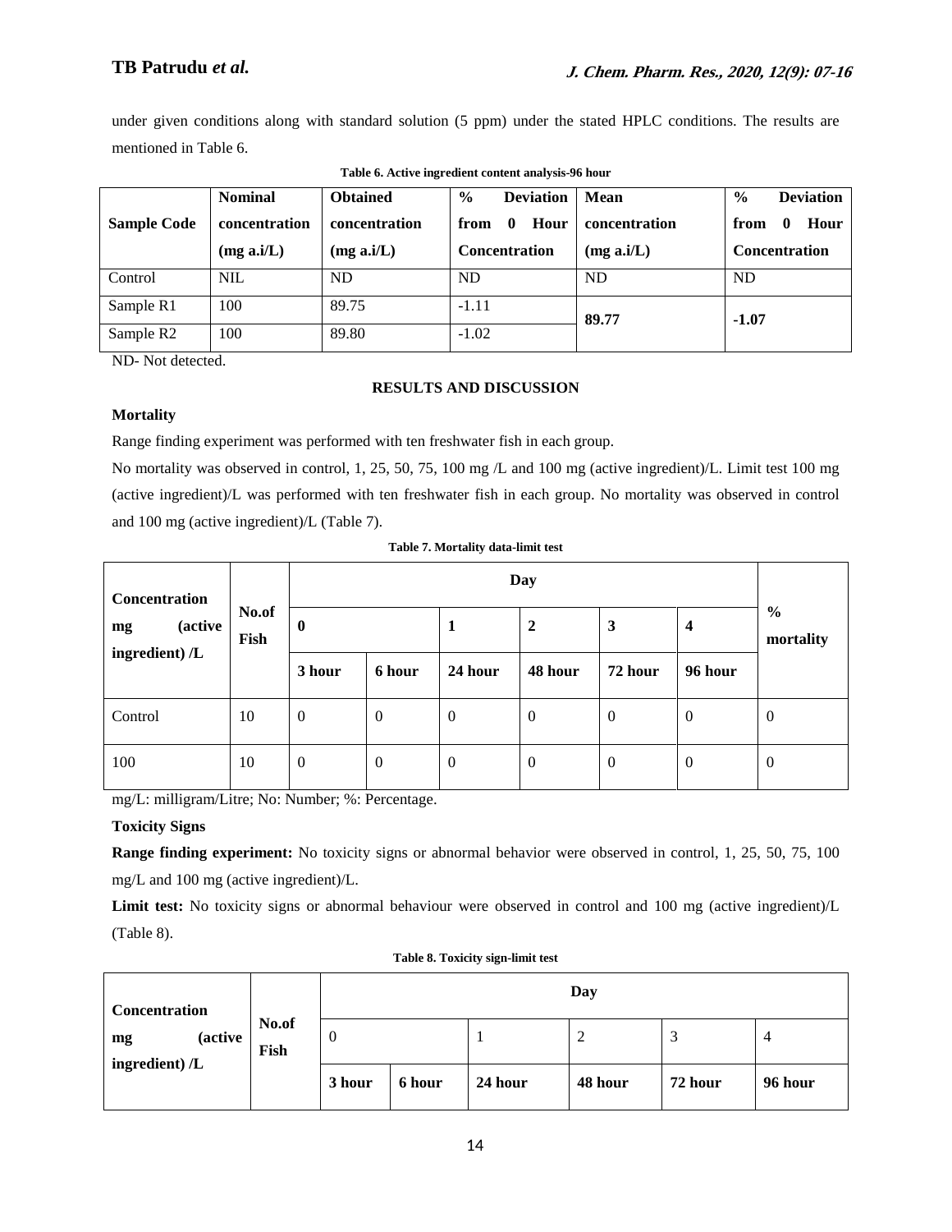under given conditions along with standard solution (5 ppm) under the stated HPLC conditions. The results are mentioned in Table 6.

**Table 6. Active ingredient content analysis-96 hour**

| Sample Code | Nominal concentration (mg a.i/L) | Obtained concentration (mg a.i/L) | % Deviation from 0 Hour Concentration | Mean concentration (mg a.i/L) | % Deviation from 0 Hour Concentration |
|---|---|---|---|---|---|
| Control | NIL | ND | ND | ND | ND |
| Sample R1 | 100 | 89.75 | -1.11 | **89.77** | **-1.07** |
| Sample R2 | 100 | 89.80 | -1.02 | | |

ND- Not detected.

## RESULTS AND DISCUSSION

### Mortality

Range finding experiment was performed with ten freshwater fish in each group.

No mortality was observed in control, 1, 25, 50, 75, 100 mg /L and 100 mg (active ingredient)/L. Limit test 100 mg (active ingredient)/L was performed with ten freshwater fish in each group. No mortality was observed in control and 100 mg (active ingredient)/L (Table 7).

**Table 7. Mortality data-limit test**

| Concentration mg (active ingredient) /L | No.of Fish | Day | | | | | | % mortality |
|---|---|---|---|---|---|---|---|---|
| | | 0 | | 1 | 2 | 3 | 4 | |
| | | 3 hour | 6 hour | 24 hour | 48 hour | 72 hour | 96 hour | |
| Control | 10 | 0 | 0 | 0 | 0 | 0 | 0 | 0 |
| 100 | 10 | 0 | 0 | 0 | 0 | 0 | 0 | 0 |

mg/L: milligram/Litre; No: Number; %: Percentage.

### Toxicity Signs

**Range finding experiment:** No toxicity signs or abnormal behavior were observed in control, 1, 25, 50, 75, 100 mg/L and 100 mg (active ingredient)/L.

**Limit test:** No toxicity signs or abnormal behaviour were observed in control and 100 mg (active ingredient)/L (Table 8).

**Table 8. Toxicity sign-limit test**

| Concentration mg (active ingredient) /L | No.of Fish | Day | | | | | |
|---|---|---|---|---|---|---|---|
| | | 0 | | 1 | 2 | 3 | 4 |
| | | 3 hour | 6 hour | 24 hour | 48 hour | 72 hour | 96 hour |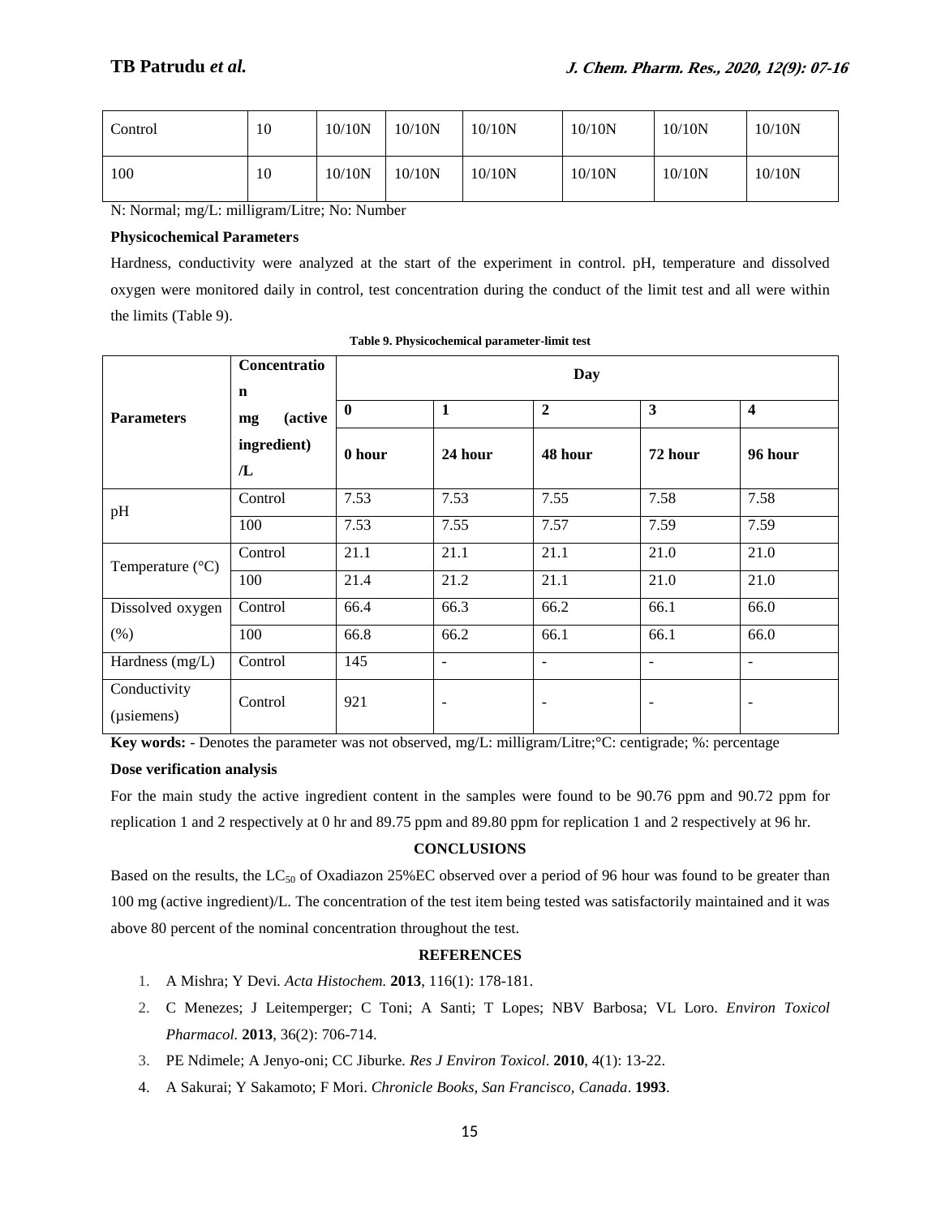| Control | 10 | 10/10N | 10/10N | 10/10N | 10/10N | 10/10N | 10/10N |
|---|---|---|---|---|---|---|---|
| 100 | 10 | 10/10N | 10/10N | 10/10N | 10/10N | 10/10N | 10/10N |

N: Normal; mg/L: milligram/Litre; No: Number

**Physicochemical Parameters**

Hardness, conductivity were analyzed at the start of the experiment in control. pH, temperature and dissolved oxygen were monitored daily in control, test concentration during the conduct of the limit test and all were within the limits (Table 9).

**Table 9. Physicochemical parameter-limit test**

| Parameters | Concentration mg (active ingredient) /L | Day | | | | |
|---|---|---|---|---|---|---|
| | | **0** | **1** | **2** | **3** | **4** |
| | | **0 hour** | **24 hour** | **48 hour** | **72 hour** | **96 hour** |
| pH | Control | 7.53 | 7.53 | 7.55 | 7.58 | 7.58 |
| | 100 | 7.53 | 7.55 | 7.57 | 7.59 | 7.59 |
| Temperature (°C) | Control | 21.1 | 21.1 | 21.1 | 21.0 | 21.0 |
| | 100 | 21.4 | 21.2 | 21.1 | 21.0 | 21.0 |
| Dissolved oxygen (%) | Control | 66.4 | 66.3 | 66.2 | 66.1 | 66.0 |
| | 100 | 66.8 | 66.2 | 66.1 | 66.1 | 66.0 |
| Hardness (mg/L) | Control | 145 | - | - | - | - |
| Conductivity (µsiemens) | Control | 921 | - | - | - | - |

**Key words:** - Denotes the parameter was not observed, mg/L: milligram/Litre;°C: centigrade; %: percentage

**Dose verification analysis**

For the main study the active ingredient content in the samples were found to be 90.76 ppm and 90.72 ppm for replication 1 and 2 respectively at 0 hr and 89.75 ppm and 89.80 ppm for replication 1 and 2 respectively at 96 hr.

## CONCLUSIONS

Based on the results, the $LC_{50}$ of Oxadiazon 25%EC observed over a period of 96 hour was found to be greater than 100 mg (active ingredient)/L. The concentration of the test item being tested was satisfactorily maintained and it was above 80 percent of the nominal concentration throughout the test.

## REFERENCES

1. A Mishra; Y Devi. *Acta Histochem.* **2013**, 116(1): 178-181.
2. C Menezes; J Leitemperger; C Toni; A Santi; T Lopes; NBV Barbosa; VL Loro. *Environ Toxicol Pharmacol.* **2013**, 36(2): 706-714.
3. PE Ndimele; A Jenyo-oni; CC Jiburke. *Res J Environ Toxicol.* **2010**, 4(1): 13-22.
4. A Sakurai; Y Sakamoto; F Mori. *Chronicle Books, San Francisco, Canada*. **1993**.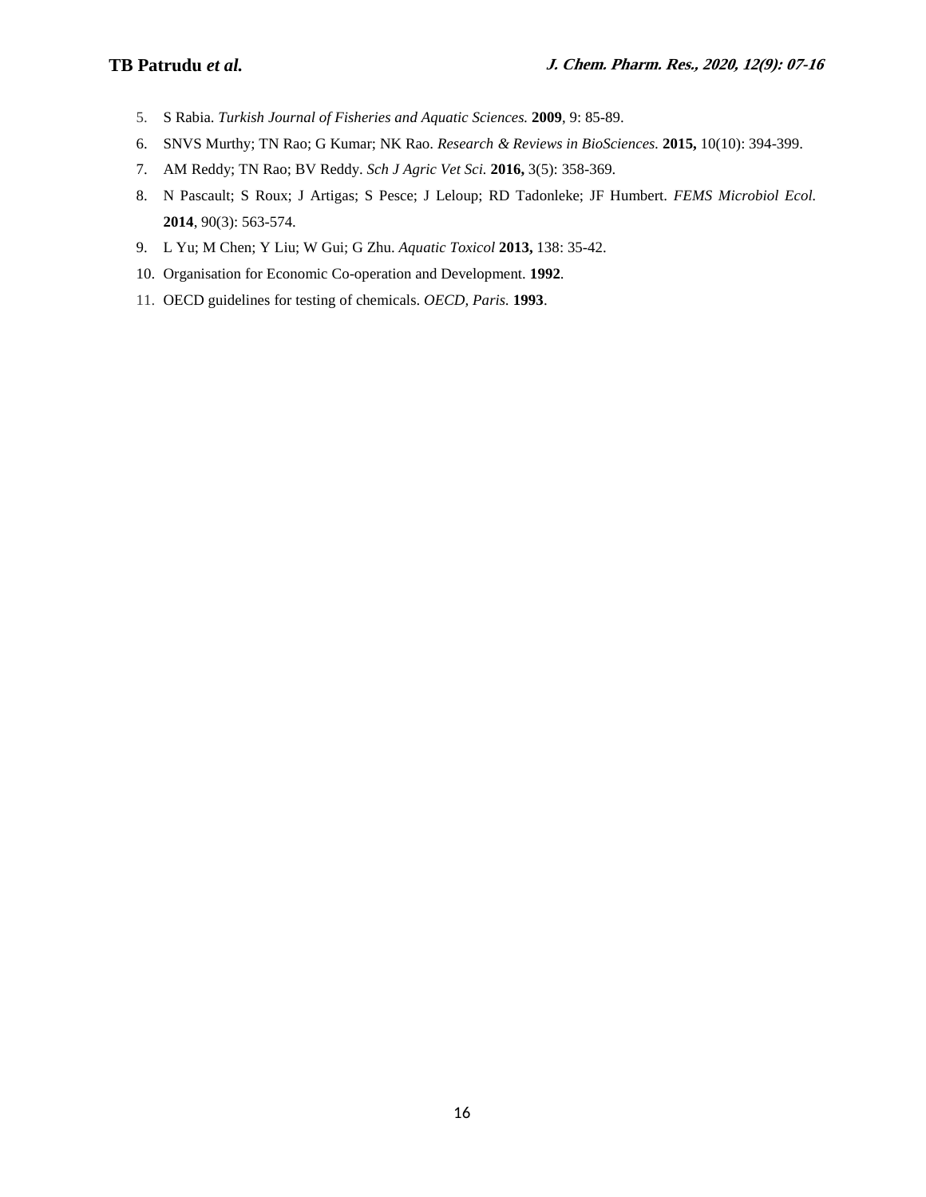5. S Rabia. *Turkish Journal of Fisheries and Aquatic Sciences.* **2009**, 9: 85-89.
6. SNVS Murthy; TN Rao; G Kumar; NK Rao. *Research & Reviews in BioSciences.* **2015,** 10(10): 394-399.
7. AM Reddy; TN Rao; BV Reddy. *Sch J Agric Vet Sci.* **2016,** 3(5): 358-369.
8. N Pascault; S Roux; J Artigas; S Pesce; J Leloup; RD Tadonleke; JF Humbert. *FEMS Microbiol Ecol.* **2014**, 90(3): 563-574.
9. L Yu; M Chen; Y Liu; W Gui; G Zhu. *Aquatic Toxicol* **2013,** 138: 35-42.
10. Organisation for Economic Co-operation and Development. **1992**.
11. OECD guidelines for testing of chemicals. *OECD, Paris.* **1993**.